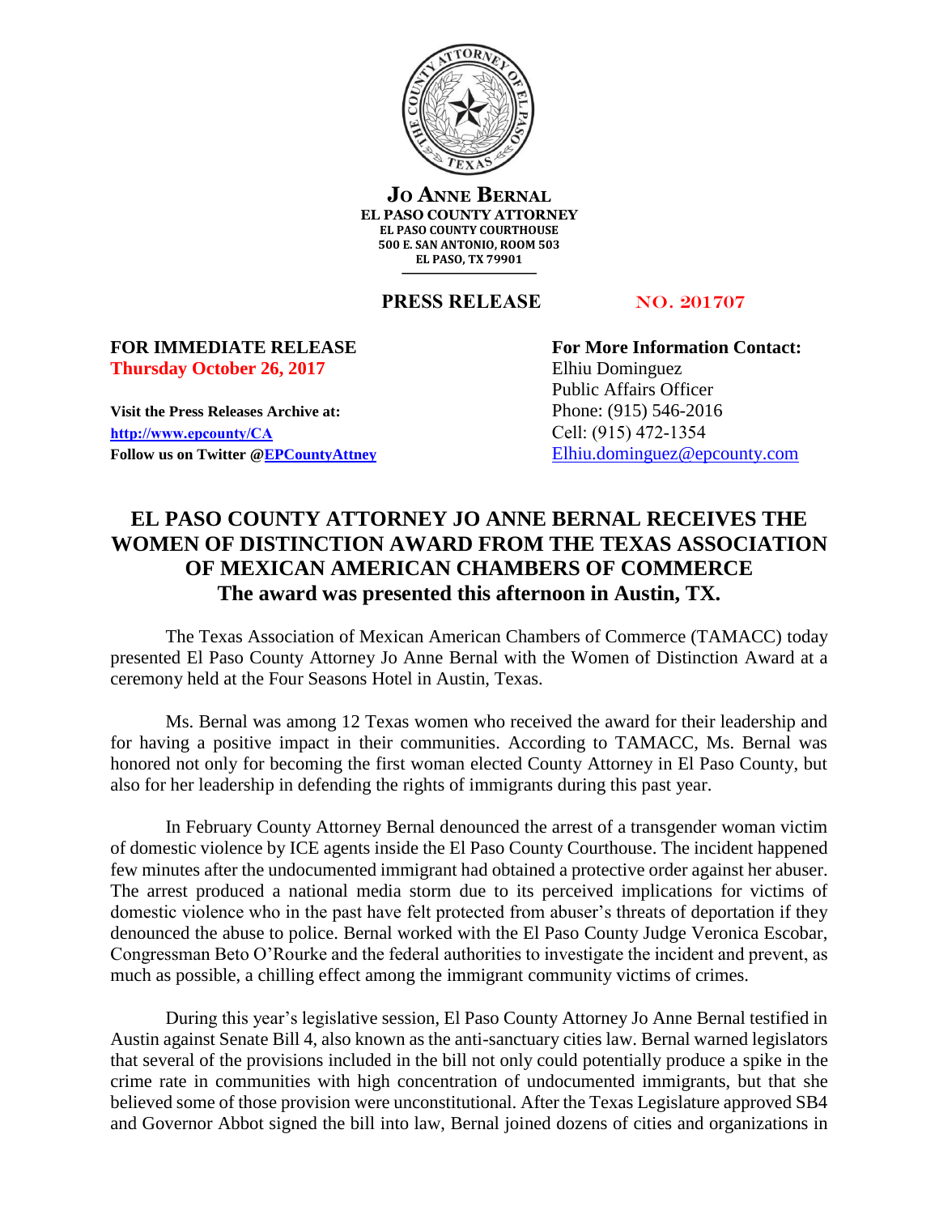**JO ANNE BERNAL**
**EL PASO COUNTY ATTORNEY**
**EL PASO COUNTY COURTHOUSE**
**500 E. SAN ANTONIO, ROOM 503**
**EL PASO, TX 79901**

**PRESS RELEASE** NO. 201707

**FOR IMMEDIATE RELEASE**
**Thursday October 26, 2017**

**Visit the Press Releases Archive at:**
**http://www.epcounty/CA**
**Follow us on Twitter @EPCountyAttney**

**For More Information Contact:**
Elhiu Dominguez
Public Affairs Officer
Phone: (915) 546-2016
Cell: (915) 472-1354
Elhiu.dominguez@epcounty.com

# EL PASO COUNTY ATTORNEY JO ANNE BERNAL RECEIVES THE WOMEN OF DISTINCTION AWARD FROM THE TEXAS ASSOCIATION OF MEXICAN AMERICAN CHAMBERS OF COMMERCE

## The award was presented this afternoon in Austin, TX.

The Texas Association of Mexican American Chambers of Commerce (TAMACC) today presented El Paso County Attorney Jo Anne Bernal with the Women of Distinction Award at a ceremony held at the Four Seasons Hotel in Austin, Texas.

Ms. Bernal was among 12 Texas women who received the award for their leadership and for having a positive impact in their communities. According to TAMACC, Ms. Bernal was honored not only for becoming the first woman elected County Attorney in El Paso County, but also for her leadership in defending the rights of immigrants during this past year.

In February County Attorney Bernal denounced the arrest of a transgender woman victim of domestic violence by ICE agents inside the El Paso County Courthouse. The incident happened few minutes after the undocumented immigrant had obtained a protective order against her abuser. The arrest produced a national media storm due to its perceived implications for victims of domestic violence who in the past have felt protected from abuser's threats of deportation if they denounced the abuse to police. Bernal worked with the El Paso County Judge Veronica Escobar, Congressman Beto O'Rourke and the federal authorities to investigate the incident and prevent, as much as possible, a chilling effect among the immigrant community victims of crimes.

During this year's legislative session, El Paso County Attorney Jo Anne Bernal testified in Austin against Senate Bill 4, also known as the anti-sanctuary cities law. Bernal warned legislators that several of the provisions included in the bill not only could potentially produce a spike in the crime rate in communities with high concentration of undocumented immigrants, but that she believed some of those provision were unconstitutional. After the Texas Legislature approved SB4 and Governor Abbot signed the bill into law, Bernal joined dozens of cities and organizations in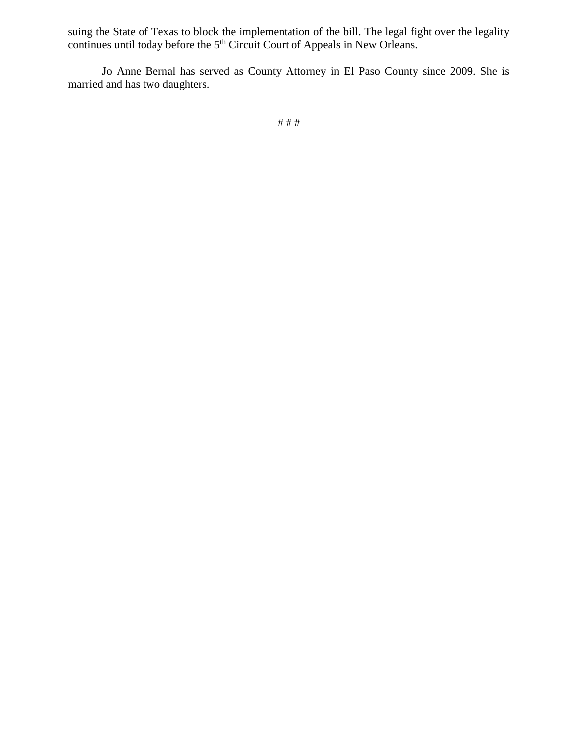suing the State of Texas to block the implementation of the bill. The legal fight over the legality continues until today before the 5th Circuit Court of Appeals in New Orleans.

Jo Anne Bernal has served as County Attorney in El Paso County since 2009. She is married and has two daughters.

# # #